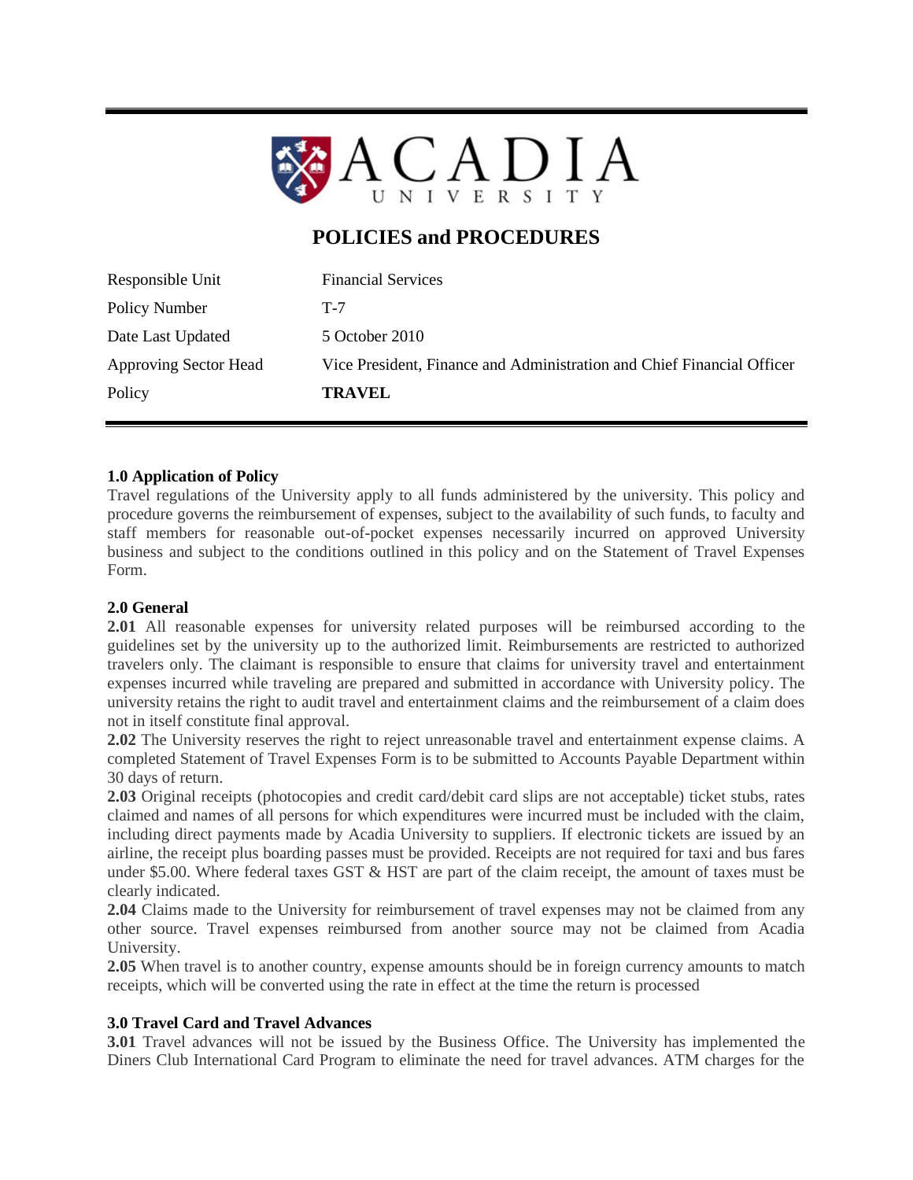# ACADIA UNIVERSITY

## POLICIES and PROCEDURES

| | |
|---|---|
| Responsible Unit | Financial Services |
| Policy Number | T-7 |
| Date Last Updated | 5 October 2010 |
| Approving Sector Head | Vice President, Finance and Administration and Chief Financial Officer |
| Policy | **TRAVEL** |

### 1.0 Application of Policy

Travel regulations of the University apply to all funds administered by the university. This policy and procedure governs the reimbursement of expenses, subject to the availability of such funds, to faculty and staff members for reasonable out-of-pocket expenses necessarily incurred on approved University business and subject to the conditions outlined in this policy and on the Statement of Travel Expenses Form.

### 2.0 General

**2.01** All reasonable expenses for university related purposes will be reimbursed according to the guidelines set by the university up to the authorized limit. Reimbursements are restricted to authorized travelers only. The claimant is responsible to ensure that claims for university travel and entertainment expenses incurred while traveling are prepared and submitted in accordance with University policy. The university retains the right to audit travel and entertainment claims and the reimbursement of a claim does not in itself constitute final approval.

**2.02** The University reserves the right to reject unreasonable travel and entertainment expense claims. A completed Statement of Travel Expenses Form is to be submitted to Accounts Payable Department within 30 days of return.

**2.03** Original receipts (photocopies and credit card/debit card slips are not acceptable) ticket stubs, rates claimed and names of all persons for which expenditures were incurred must be included with the claim, including direct payments made by Acadia University to suppliers. If electronic tickets are issued by an airline, the receipt plus boarding passes must be provided. Receipts are not required for taxi and bus fares under $5.00. Where federal taxes GST & HST are part of the claim receipt, the amount of taxes must be clearly indicated.

**2.04** Claims made to the University for reimbursement of travel expenses may not be claimed from any other source. Travel expenses reimbursed from another source may not be claimed from Acadia University.

**2.05** When travel is to another country, expense amounts should be in foreign currency amounts to match receipts, which will be converted using the rate in effect at the time the return is processed

### 3.0 Travel Card and Travel Advances

**3.01** Travel advances will not be issued by the Business Office. The University has implemented the Diners Club International Card Program to eliminate the need for travel advances. ATM charges for the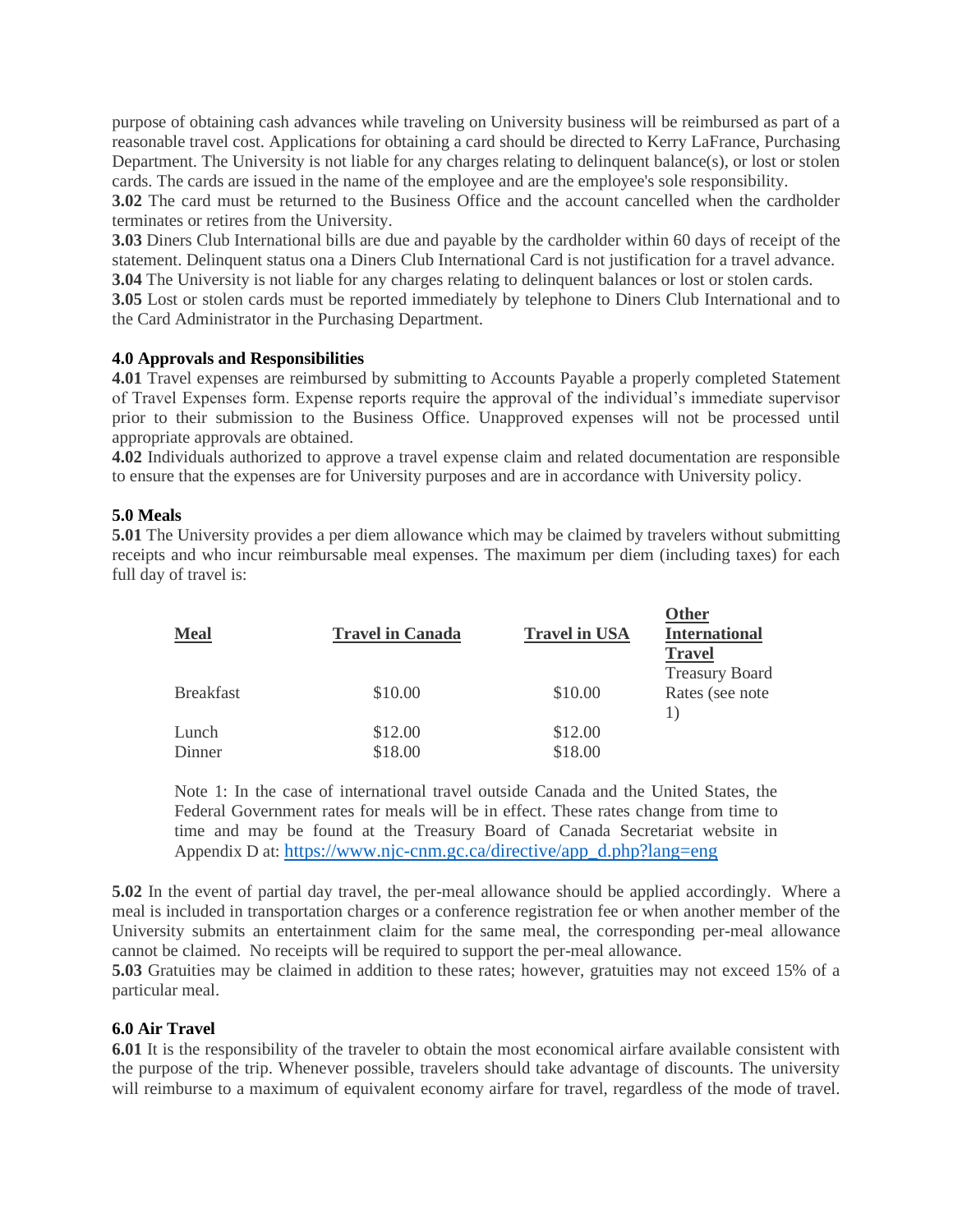purpose of obtaining cash advances while traveling on University business will be reimbursed as part of a reasonable travel cost. Applications for obtaining a card should be directed to Kerry LaFrance, Purchasing Department. The University is not liable for any charges relating to delinquent balance(s), or lost or stolen cards. The cards are issued in the name of the employee and are the employee's sole responsibility.

**3.02** The card must be returned to the Business Office and the account cancelled when the cardholder terminates or retires from the University.

**3.03** Diners Club International bills are due and payable by the cardholder within 60 days of receipt of the statement. Delinquent status ona a Diners Club International Card is not justification for a travel advance.

**3.04** The University is not liable for any charges relating to delinquent balances or lost or stolen cards.

**3.05** Lost or stolen cards must be reported immediately by telephone to Diners Club International and to the Card Administrator in the Purchasing Department.

## 4.0 Approvals and Responsibilities

**4.01** Travel expenses are reimbursed by submitting to Accounts Payable a properly completed Statement of Travel Expenses form. Expense reports require the approval of the individual's immediate supervisor prior to their submission to the Business Office. Unapproved expenses will not be processed until appropriate approvals are obtained.

**4.02** Individuals authorized to approve a travel expense claim and related documentation are responsible to ensure that the expenses are for University purposes and are in accordance with University policy.

## 5.0 Meals

**5.01** The University provides a per diem allowance which may be claimed by travelers without submitting receipts and who incur reimbursable meal expenses. The maximum per diem (including taxes) for each full day of travel is:

| Meal | Travel in Canada | Travel in USA | Other International Travel |
|---|---|---|---|
| Breakfast | $10.00 | $10.00 | Treasury Board Rates (see note 1) |
| Lunch | $12.00 | $12.00 | |
| Dinner | $18.00 | $18.00 | |

Note 1: In the case of international travel outside Canada and the United States, the Federal Government rates for meals will be in effect. These rates change from time to time and may be found at the Treasury Board of Canada Secretariat website in Appendix D at: https://www.njc-cnm.gc.ca/directive/app_d.php?lang=eng

**5.02** In the event of partial day travel, the per-meal allowance should be applied accordingly. Where a meal is included in transportation charges or a conference registration fee or when another member of the University submits an entertainment claim for the same meal, the corresponding per-meal allowance cannot be claimed. No receipts will be required to support the per-meal allowance.

**5.03** Gratuities may be claimed in addition to these rates; however, gratuities may not exceed 15% of a particular meal.

## 6.0 Air Travel

**6.01** It is the responsibility of the traveler to obtain the most economical airfare available consistent with the purpose of the trip. Whenever possible, travelers should take advantage of discounts. The university will reimburse to a maximum of equivalent economy airfare for travel, regardless of the mode of travel.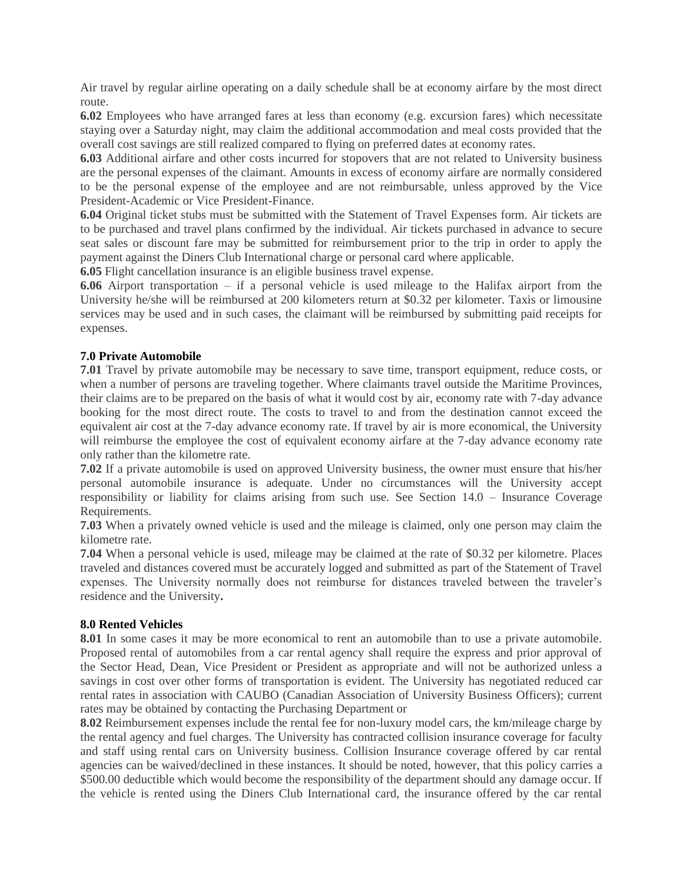Air travel by regular airline operating on a daily schedule shall be at economy airfare by the most direct route.

**6.02** Employees who have arranged fares at less than economy (e.g. excursion fares) which necessitate staying over a Saturday night, may claim the additional accommodation and meal costs provided that the overall cost savings are still realized compared to flying on preferred dates at economy rates.

**6.03** Additional airfare and other costs incurred for stopovers that are not related to University business are the personal expenses of the claimant. Amounts in excess of economy airfare are normally considered to be the personal expense of the employee and are not reimbursable, unless approved by the Vice President-Academic or Vice President-Finance.

**6.04** Original ticket stubs must be submitted with the Statement of Travel Expenses form. Air tickets are to be purchased and travel plans confirmed by the individual. Air tickets purchased in advance to secure seat sales or discount fare may be submitted for reimbursement prior to the trip in order to apply the payment against the Diners Club International charge or personal card where applicable.

**6.05** Flight cancellation insurance is an eligible business travel expense.

**6.06** Airport transportation – if a personal vehicle is used mileage to the Halifax airport from the University he/she will be reimbursed at 200 kilometers return at $0.32 per kilometer. Taxis or limousine services may be used and in such cases, the claimant will be reimbursed by submitting paid receipts for expenses.

### 7.0 Private Automobile

**7.01** Travel by private automobile may be necessary to save time, transport equipment, reduce costs, or when a number of persons are traveling together. Where claimants travel outside the Maritime Provinces, their claims are to be prepared on the basis of what it would cost by air, economy rate with 7-day advance booking for the most direct route. The costs to travel to and from the destination cannot exceed the equivalent air cost at the 7-day advance economy rate. If travel by air is more economical, the University will reimburse the employee the cost of equivalent economy airfare at the 7-day advance economy rate only rather than the kilometre rate.

**7.02** If a private automobile is used on approved University business, the owner must ensure that his/her personal automobile insurance is adequate. Under no circumstances will the University accept responsibility or liability for claims arising from such use. See Section 14.0 – Insurance Coverage Requirements.

**7.03** When a privately owned vehicle is used and the mileage is claimed, only one person may claim the kilometre rate.

**7.04** When a personal vehicle is used, mileage may be claimed at the rate of $0.32 per kilometre. Places traveled and distances covered must be accurately logged and submitted as part of the Statement of Travel expenses. The University normally does not reimburse for distances traveled between the traveler's residence and the University**.**

### 8.0 Rented Vehicles

**8.01** In some cases it may be more economical to rent an automobile than to use a private automobile. Proposed rental of automobiles from a car rental agency shall require the express and prior approval of the Sector Head, Dean, Vice President or President as appropriate and will not be authorized unless a savings in cost over other forms of transportation is evident. The University has negotiated reduced car rental rates in association with CAUBO (Canadian Association of University Business Officers); current rates may be obtained by contacting the Purchasing Department or

**8.02** Reimbursement expenses include the rental fee for non-luxury model cars, the km/mileage charge by the rental agency and fuel charges. The University has contracted collision insurance coverage for faculty and staff using rental cars on University business. Collision Insurance coverage offered by car rental agencies can be waived/declined in these instances. It should be noted, however, that this policy carries a $500.00 deductible which would become the responsibility of the department should any damage occur. If the vehicle is rented using the Diners Club International card, the insurance offered by the car rental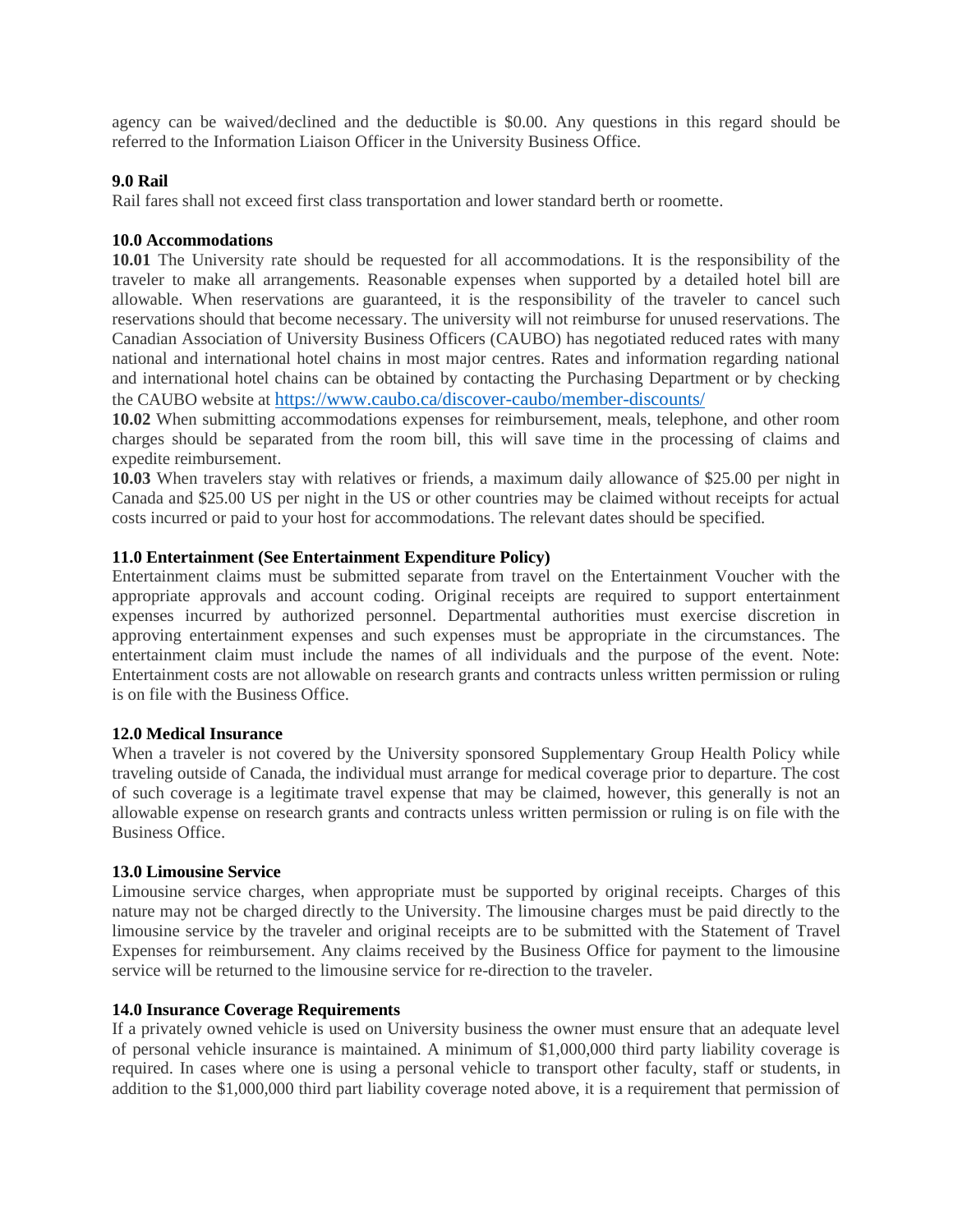agency can be waived/declined and the deductible is $0.00. Any questions in this regard should be referred to the Information Liaison Officer in the University Business Office.

**9.0 Rail**

Rail fares shall not exceed first class transportation and lower standard berth or roomette.

**10.0 Accommodations**

**10.01** The University rate should be requested for all accommodations. It is the responsibility of the traveler to make all arrangements. Reasonable expenses when supported by a detailed hotel bill are allowable. When reservations are guaranteed, it is the responsibility of the traveler to cancel such reservations should that become necessary. The university will not reimburse for unused reservations. The Canadian Association of University Business Officers (CAUBO) has negotiated reduced rates with many national and international hotel chains in most major centres. Rates and information regarding national and international hotel chains can be obtained by contacting the Purchasing Department or by checking the CAUBO website at https://www.caubo.ca/discover-caubo/member-discounts/

**10.02** When submitting accommodations expenses for reimbursement, meals, telephone, and other room charges should be separated from the room bill, this will save time in the processing of claims and expedite reimbursement.

**10.03** When travelers stay with relatives or friends, a maximum daily allowance of $25.00 per night in Canada and $25.00 US per night in the US or other countries may be claimed without receipts for actual costs incurred or paid to your host for accommodations. The relevant dates should be specified.

**11.0 Entertainment (See Entertainment Expenditure Policy)**

Entertainment claims must be submitted separate from travel on the Entertainment Voucher with the appropriate approvals and account coding. Original receipts are required to support entertainment expenses incurred by authorized personnel. Departmental authorities must exercise discretion in approving entertainment expenses and such expenses must be appropriate in the circumstances. The entertainment claim must include the names of all individuals and the purpose of the event. Note: Entertainment costs are not allowable on research grants and contracts unless written permission or ruling is on file with the Business Office.

**12.0 Medical Insurance**

When a traveler is not covered by the University sponsored Supplementary Group Health Policy while traveling outside of Canada, the individual must arrange for medical coverage prior to departure. The cost of such coverage is a legitimate travel expense that may be claimed, however, this generally is not an allowable expense on research grants and contracts unless written permission or ruling is on file with the Business Office.

**13.0 Limousine Service**

Limousine service charges, when appropriate must be supported by original receipts. Charges of this nature may not be charged directly to the University. The limousine charges must be paid directly to the limousine service by the traveler and original receipts are to be submitted with the Statement of Travel Expenses for reimbursement. Any claims received by the Business Office for payment to the limousine service will be returned to the limousine service for re-direction to the traveler.

**14.0 Insurance Coverage Requirements**

If a privately owned vehicle is used on University business the owner must ensure that an adequate level of personal vehicle insurance is maintained. A minimum of $1,000,000 third party liability coverage is required. In cases where one is using a personal vehicle to transport other faculty, staff or students, in addition to the $1,000,000 third part liability coverage noted above, it is a requirement that permission of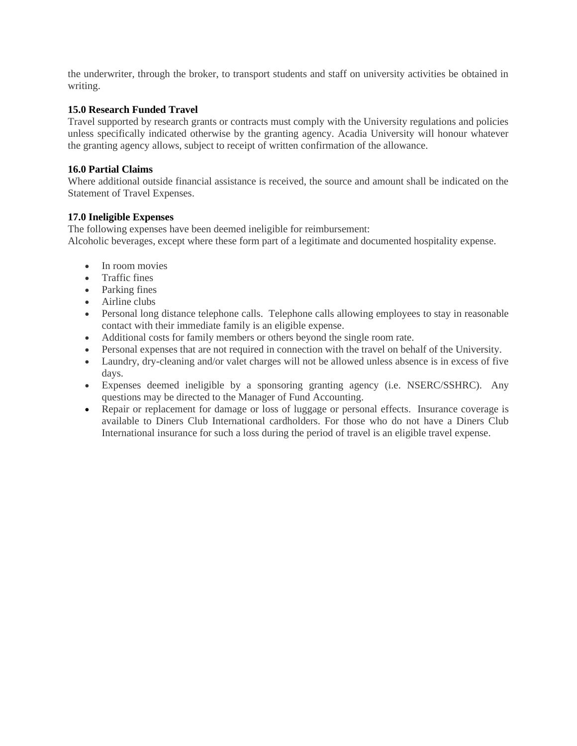the underwriter, through the broker, to transport students and staff on university activities be obtained in writing.

**15.0 Research Funded Travel**

Travel supported by research grants or contracts must comply with the University regulations and policies unless specifically indicated otherwise by the granting agency. Acadia University will honour whatever the granting agency allows, subject to receipt of written confirmation of the allowance.

**16.0 Partial Claims**

Where additional outside financial assistance is received, the source and amount shall be indicated on the Statement of Travel Expenses.

**17.0 Ineligible Expenses**

The following expenses have been deemed ineligible for reimbursement:
Alcoholic beverages, except where these form part of a legitimate and documented hospitality expense.

- In room movies
- Traffic fines
- Parking fines
- Airline clubs
- Personal long distance telephone calls. Telephone calls allowing employees to stay in reasonable contact with their immediate family is an eligible expense.
- Additional costs for family members or others beyond the single room rate.
- Personal expenses that are not required in connection with the travel on behalf of the University.
- Laundry, dry-cleaning and/or valet charges will not be allowed unless absence is in excess of five days.
- Expenses deemed ineligible by a sponsoring granting agency (i.e. NSERC/SSHRC). Any questions may be directed to the Manager of Fund Accounting.
- Repair or replacement for damage or loss of luggage or personal effects. Insurance coverage is available to Diners Club International cardholders. For those who do not have a Diners Club International insurance for such a loss during the period of travel is an eligible travel expense.